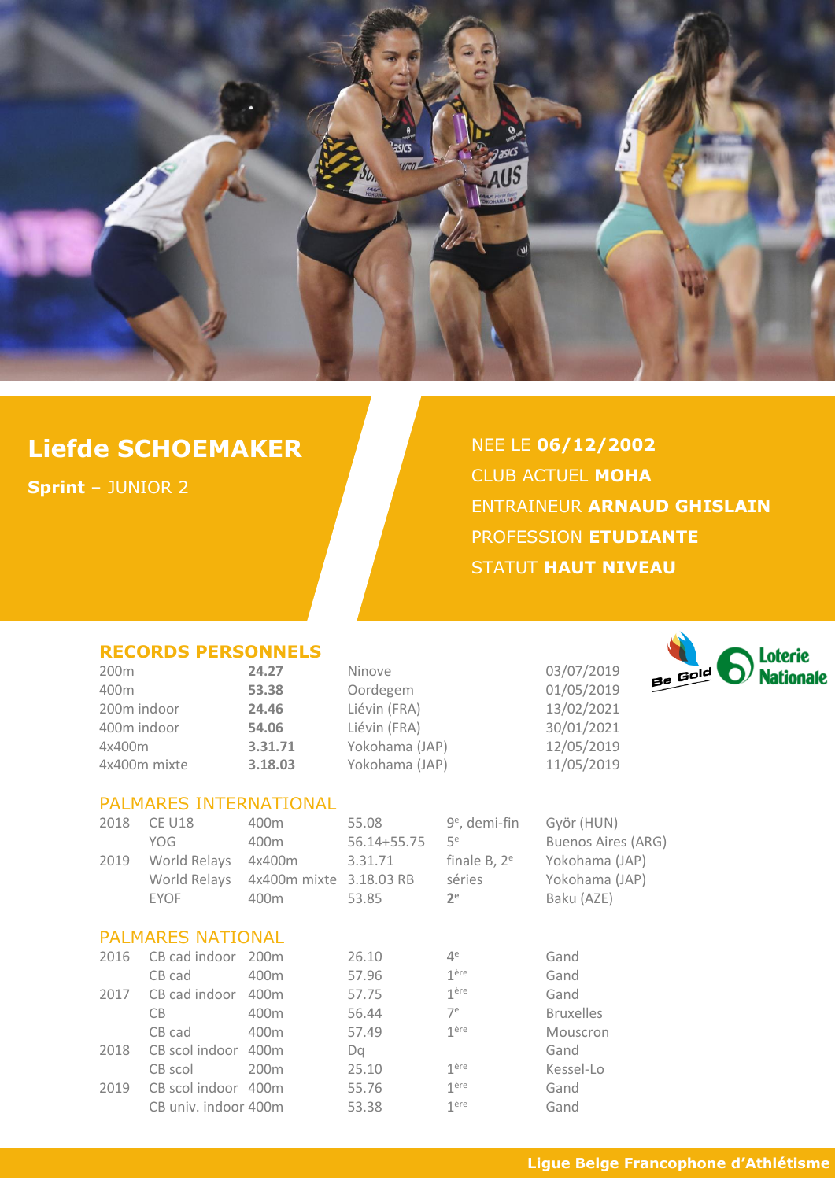# Liefde SCHOEMAKER

**Sprint** – JUNIOR 2

NEE LE **06/12/2002**
CLUB ACTUEL **MOHA**
ENTRAINEUR **ARNAUD GHISLAIN**
PROFESSION **ETUDIANTE**
STATUT **HAUT NIVEAU**

## RECORDS PERSONNELS

| | | | |
|---|---|---|---|
| 200m | **24.27** | Ninove | 03/07/2019 |
| 400m | **53.38** | Oordegem | 01/05/2019 |
| 200m indoor | **24.46** | Liévin (FRA) | 13/02/2021 |
| 400m indoor | **54.06** | Liévin (FRA) | 30/01/2021 |
| 4x400m | **3.31.71** | Yokohama (JAP) | 12/05/2019 |
| 4x400m mixte | **3.18.03** | Yokohama (JAP) | 11/05/2019 |

## PALMARES INTERNATIONAL

| | | | | | |
|---|---|---|---|---|---|
| 2018 | CE U18 | 400m | 55.08 | 9e, demi-fin | Györ (HUN) |
| | YOG | 400m | 56.14+55.75 | 5e | Buenos Aires (ARG) |
| 2019 | World Relays | 4x400m | 3.31.71 | finale B, 2e | Yokohama (JAP) |
| | World Relays | 4x400m mixte | 3.18.03 RB | séries | Yokohama (JAP) |
| | EYOF | 400m | 53.85 | **2e** | Baku (AZE) |

## PALMARES NATIONAL

| | | | | | |
|---|---|---|---|---|---|
| 2016 | CB cad indoor | 200m | 26.10 | 4e | Gand |
| | CB cad | 400m | 57.96 | 1ère | Gand |
| 2017 | CB cad indoor | 400m | 57.75 | 1ère | Gand |
| | CB | 400m | 56.44 | 7e | Bruxelles |
| | CB cad | 400m | 57.49 | 1ère | Mouscron |
| 2018 | CB scol indoor | 400m | Dq | | Gand |
| | CB scol | 200m | 25.10 | 1ère | Kessel-Lo |
| 2019 | CB scol indoor | 400m | 55.76 | 1ère | Gand |
| | CB univ. indoor | 400m | 53.38 | 1ère | Gand |

**Ligue Belge Francophone d'Athlétisme**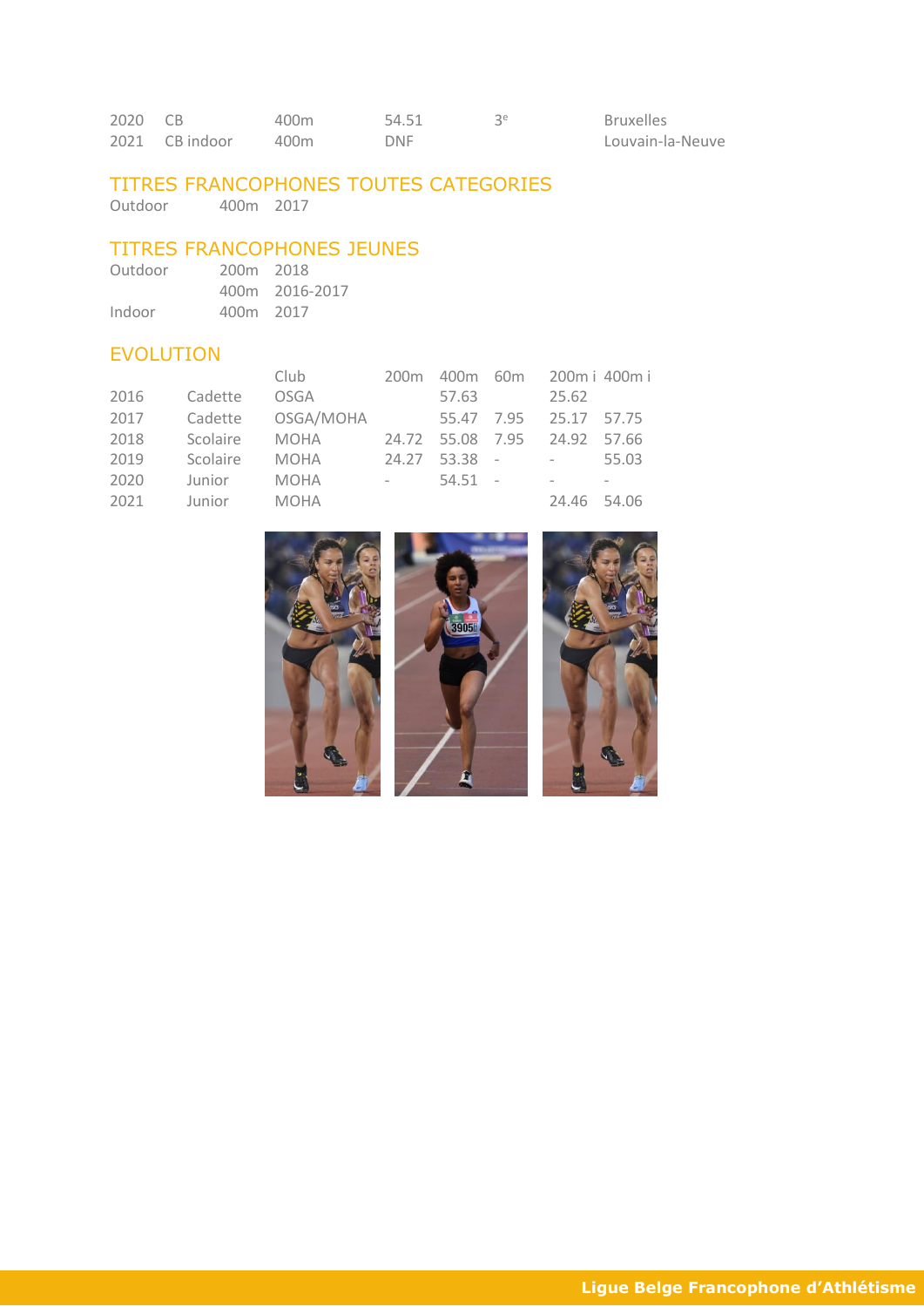| | | | | | |
|---|---|---|---|---|---|
| 2020 | CB | 400m | 54.51 | 3e | Bruxelles |
| 2021 | CB indoor | 400m | DNF | | Louvain-la-Neuve |

## TITRES FRANCOPHONES TOUTES CATEGORIES

| | | |
|---|---|---|
| Outdoor | 400m | 2017 |

## TITRES FRANCOPHONES JEUNES

| | | |
|---|---|---|
| Outdoor | 200m | 2018 |
| | 400m | 2016-2017 |
| Indoor | 400m | 2017 |

## EVOLUTION

| | | Club | 200m | 400m | 60m | 200m i | 400m i |
|---|---|---|---|---|---|---|---|
| 2016 | Cadette | OSGA | | 57.63 | | 25.62 | |
| 2017 | Cadette | OSGA/MOHA | | 55.47 | 7.95 | 25.17 | 57.75 |
| 2018 | Scolaire | MOHA | 24.72 | 55.08 | 7.95 | 24.92 | 57.66 |
| 2019 | Scolaire | MOHA | 24.27 | 53.38 | - | - | 55.03 |
| 2020 | Junior | MOHA | - | 54.51 | - | - | - |
| 2021 | Junior | MOHA | | | | 24.46 | 54.06 |